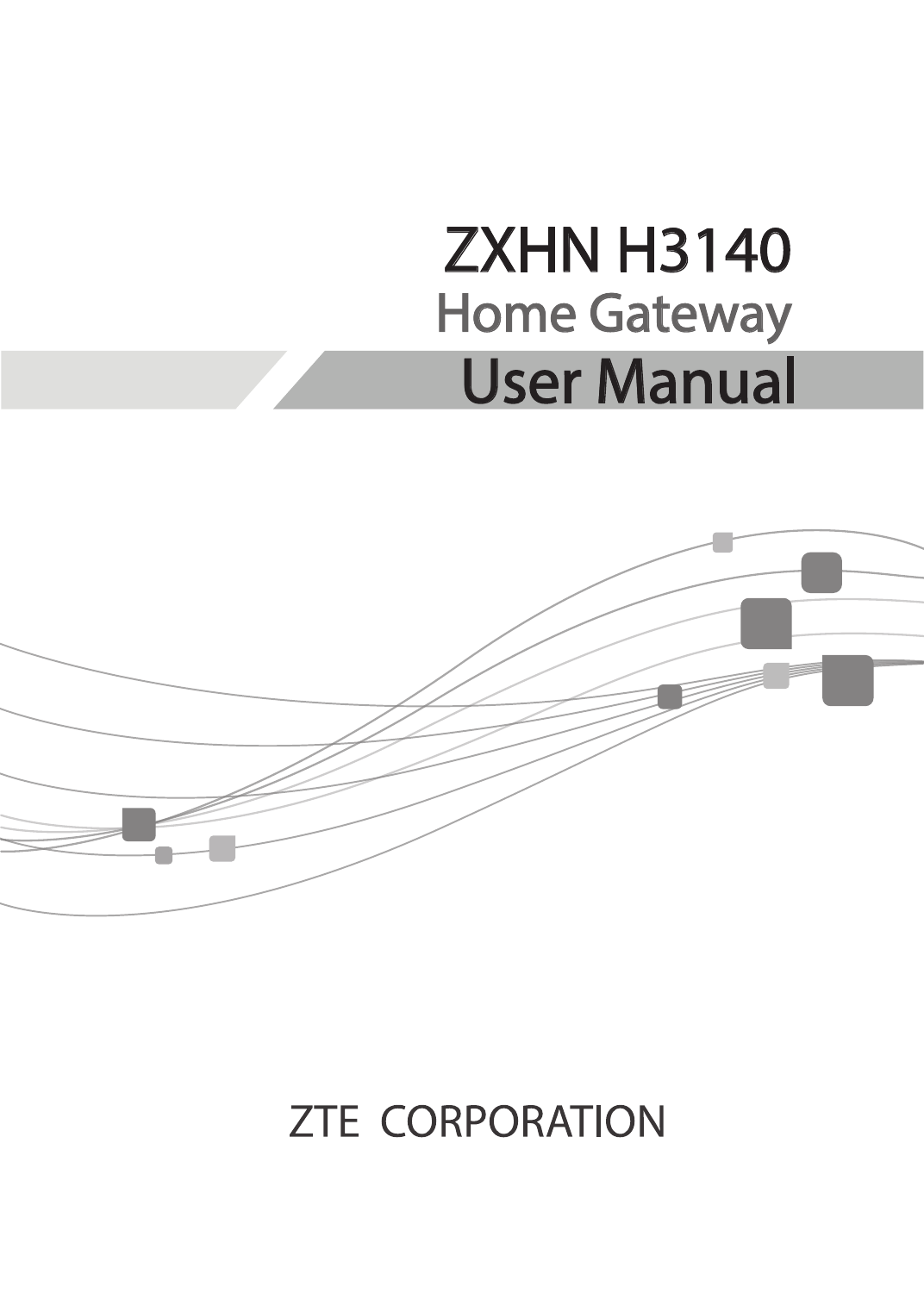# ZXHN H3140

## Home Gateway

# User Manual

ZTE CORPORATION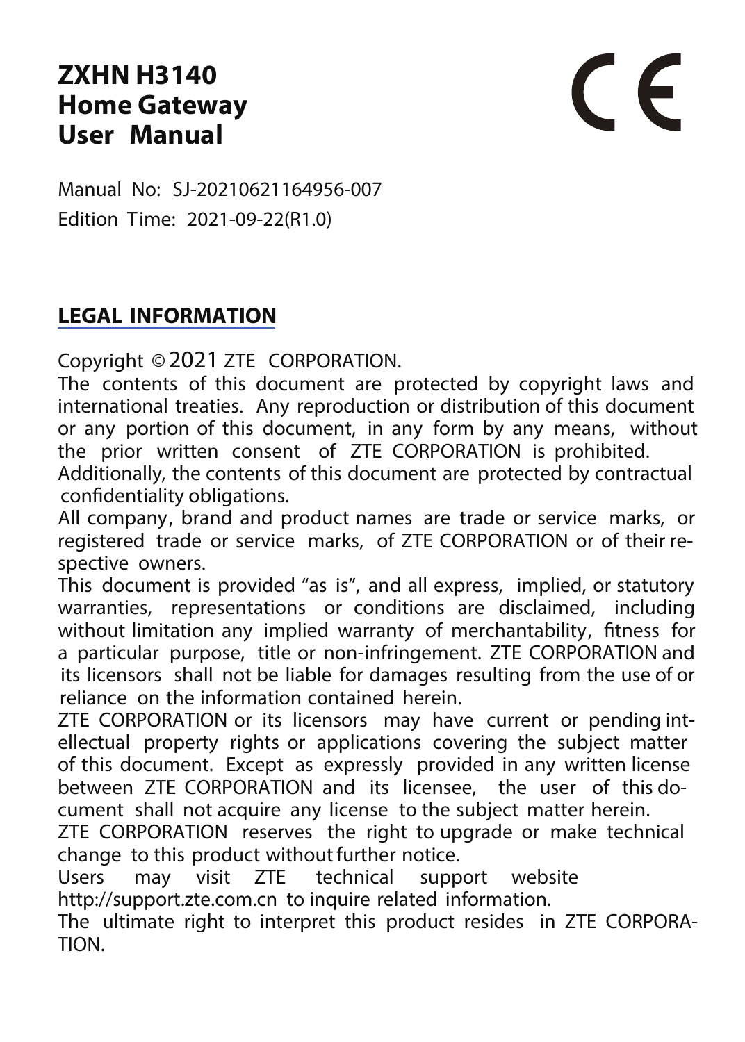# ZXHN H3140 Home Gateway User Manual

CE

Manual No: SJ-20210621164956-007

Edition Time: 2021-09-22(R1.0)

## LEGAL INFORMATION

Copyright © 2021 ZTE CORPORATION.

The contents of this document are protected by copyright laws and international treaties. Any reproduction or distribution of this document or any portion of this document, in any form by any means, without the prior written consent of ZTE CORPORATION is prohibited. Additionally, the contents of this document are protected by contractual confidentiality obligations.

All company, brand and product names are trade or service marks, or registered trade or service marks, of ZTE CORPORATION or of their respective owners.

This document is provided "as is", and all express, implied, or statutory warranties, representations or conditions are disclaimed, including without limitation any implied warranty of merchantability, fitness for a particular purpose, title or non-infringement. ZTE CORPORATION and its licensors shall not be liable for damages resulting from the use of or reliance on the information contained herein.

ZTE CORPORATION or its licensors may have current or pending intellectual property rights or applications covering the subject matter of this document. Except as expressly provided in any written license between ZTE CORPORATION and its licensee, the user of this document shall not acquire any license to the subject matter herein.

ZTE CORPORATION reserves the right to upgrade or make technical change to this product without further notice.

Users may visit ZTE technical support website http://support.zte.com.cn to inquire related information.

The ultimate right to interpret this product resides in ZTE CORPORATION.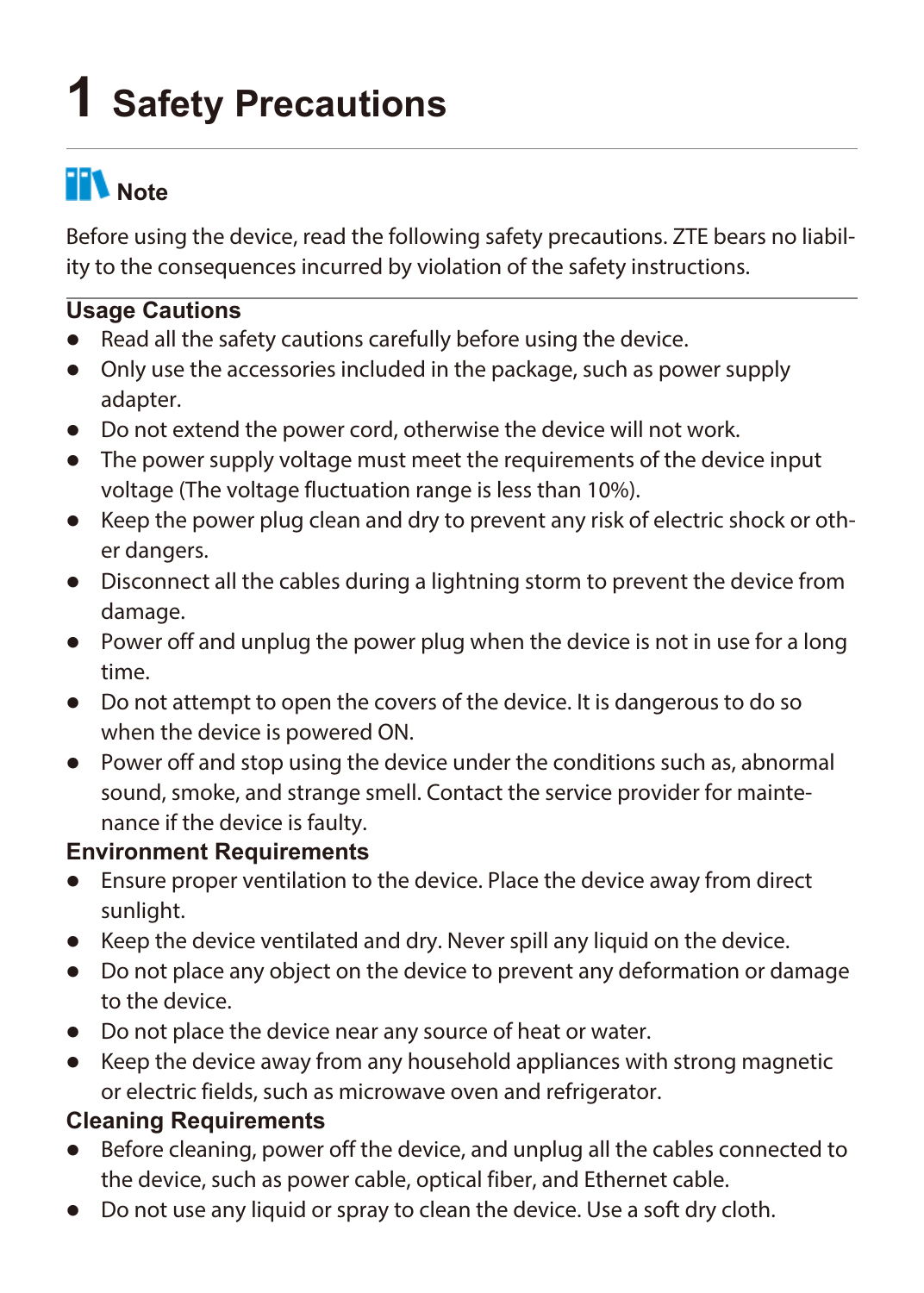# 1 Safety Precautions

**Note**

Before using the device, read the following safety precautions. ZTE bears no liability to the consequences incurred by violation of the safety instructions.

### Usage Cautions

- Read all the safety cautions carefully before using the device.
- Only use the accessories included in the package, such as power supply adapter.
- Do not extend the power cord, otherwise the device will not work.
- The power supply voltage must meet the requirements of the device input voltage (The voltage fluctuation range is less than 10%).
- Keep the power plug clean and dry to prevent any risk of electric shock or other dangers.
- Disconnect all the cables during a lightning storm to prevent the device from damage.
- Power off and unplug the power plug when the device is not in use for a long time.
- Do not attempt to open the covers of the device. It is dangerous to do so when the device is powered ON.
- Power off and stop using the device under the conditions such as, abnormal sound, smoke, and strange smell. Contact the service provider for maintenance if the device is faulty.

### Environment Requirements

- Ensure proper ventilation to the device. Place the device away from direct sunlight.
- Keep the device ventilated and dry. Never spill any liquid on the device.
- Do not place any object on the device to prevent any deformation or damage to the device.
- Do not place the device near any source of heat or water.
- Keep the device away from any household appliances with strong magnetic or electric fields, such as microwave oven and refrigerator.

### Cleaning Requirements

- Before cleaning, power off the device, and unplug all the cables connected to the device, such as power cable, optical fiber, and Ethernet cable.
- Do not use any liquid or spray to clean the device. Use a soft dry cloth.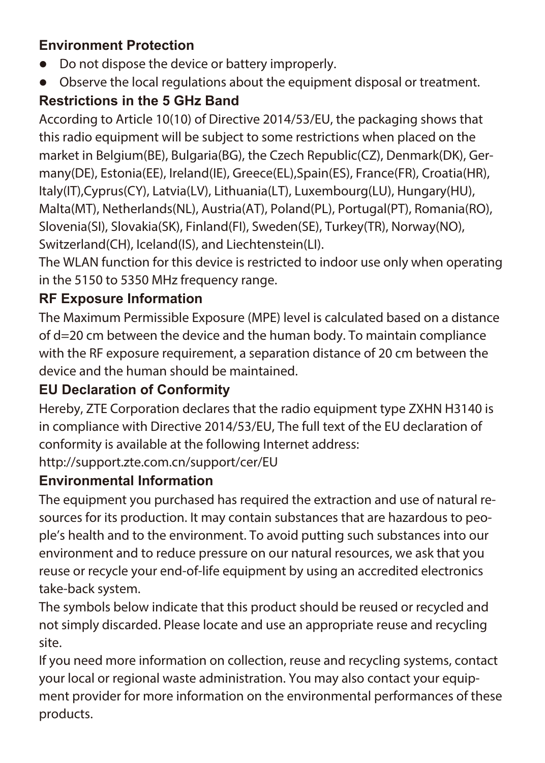## Environment Protection

- Do not dispose the device or battery improperly.
- Observe the local regulations about the equipment disposal or treatment.

## Restrictions in the 5 GHz Band

According to Article 10(10) of Directive 2014/53/EU, the packaging shows that this radio equipment will be subject to some restrictions when placed on the market in Belgium(BE), Bulgaria(BG), the Czech Republic(CZ), Denmark(DK), Germany(DE), Estonia(EE), Ireland(IE), Greece(EL),Spain(ES), France(FR), Croatia(HR), Italy(IT),Cyprus(CY), Latvia(LV), Lithuania(LT), Luxembourg(LU), Hungary(HU), Malta(MT), Netherlands(NL), Austria(AT), Poland(PL), Portugal(PT), Romania(RO), Slovenia(SI), Slovakia(SK), Finland(FI), Sweden(SE), Turkey(TR), Norway(NO), Switzerland(CH), Iceland(IS), and Liechtenstein(LI).

The WLAN function for this device is restricted to indoor use only when operating in the 5150 to 5350 MHz frequency range.

## RF Exposure Information

The Maximum Permissible Exposure (MPE) level is calculated based on a distance of d=20 cm between the device and the human body. To maintain compliance with the RF exposure requirement, a separation distance of 20 cm between the device and the human should be maintained.

## EU Declaration of Conformity

Hereby, ZTE Corporation declares that the radio equipment type ZXHN H3140 is in compliance with Directive 2014/53/EU, The full text of the EU declaration of conformity is available at the following Internet address:

http://support.zte.com.cn/support/cer/EU

## Environmental Information

The equipment you purchased has required the extraction and use of natural resources for its production. It may contain substances that are hazardous to people's health and to the environment. To avoid putting such substances into our environment and to reduce pressure on our natural resources, we ask that you reuse or recycle your end-of-life equipment by using an accredited electronics take-back system.

The symbols below indicate that this product should be reused or recycled and not simply discarded. Please locate and use an appropriate reuse and recycling site.

If you need more information on collection, reuse and recycling systems, contact your local or regional waste administration. You may also contact your equipment provider for more information on the environmental performances of these products.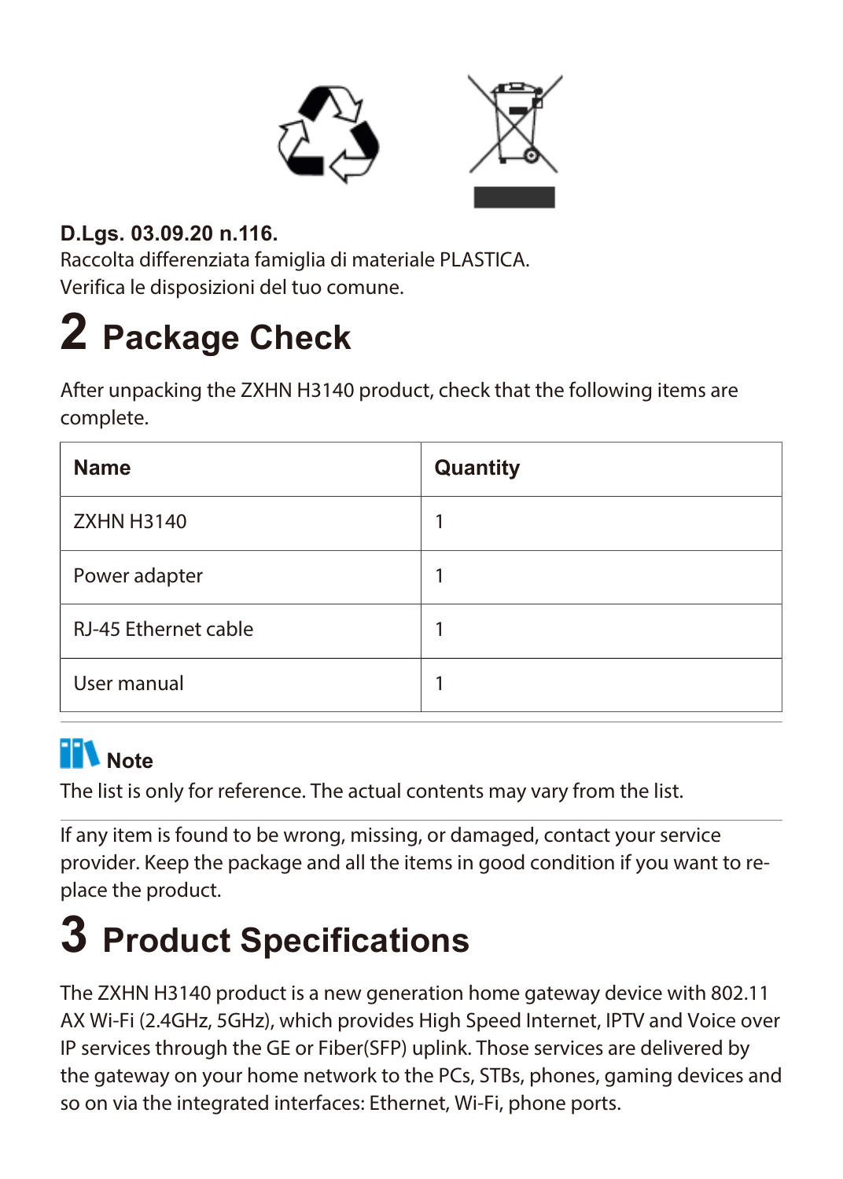**D.Lgs. 03.09.20 n.116.**
Raccolta differenziata famiglia di materiale PLASTICA.
Verifica le disposizioni del tuo comune.

# 2 Package Check

After unpacking the ZXHN H3140 product, check that the following items are complete.

| Name | Quantity |
|---|---|
| ZXHN H3140 | 1 |
| Power adapter | 1 |
| RJ-45 Ethernet cable | 1 |
| User manual | 1 |

**Note**
The list is only for reference. The actual contents may vary from the list.

If any item is found to be wrong, missing, or damaged, contact your service provider. Keep the package and all the items in good condition if you want to replace the product.

# 3 Product Specifications

The ZXHN H3140 product is a new generation home gateway device with 802.11 AX Wi-Fi (2.4GHz, 5GHz), which provides High Speed Internet, IPTV and Voice over IP services through the GE or Fiber(SFP) uplink. Those services are delivered by the gateway on your home network to the PCs, STBs, phones, gaming devices and so on via the integrated interfaces: Ethernet, Wi-Fi, phone ports.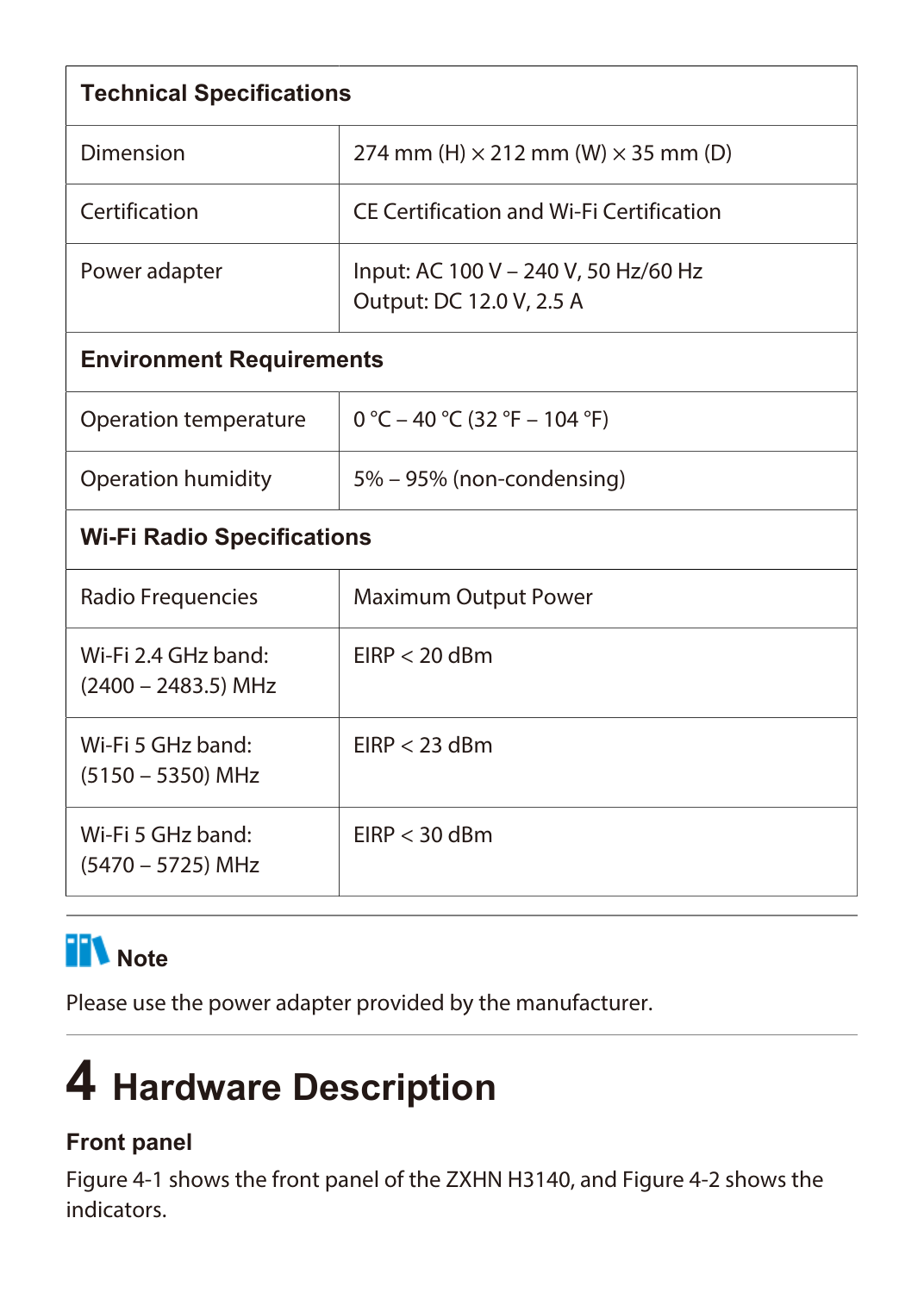| **Technical Specifications** | |
|---|---|
| Dimension | 274 mm (H) × 212 mm (W) × 35 mm (D) |
| Certification | CE Certification and Wi-Fi Certification |
| Power adapter | Input: AC 100 V – 240 V, 50 Hz/60 Hz<br>Output: DC 12.0 V, 2.5 A |
| **Environment Requirements** | |
| Operation temperature | 0 °C – 40 °C (32 °F – 104 °F) |
| Operation humidity | 5% – 95% (non-condensing) |
| **Wi-Fi Radio Specifications** | |
| Radio Frequencies | Maximum Output Power |
| Wi-Fi 2.4 GHz band:<br>(2400 – 2483.5) MHz | EIRP < 20 dBm |
| Wi-Fi 5 GHz band:<br>(5150 – 5350) MHz | EIRP < 23 dBm |
| Wi-Fi 5 GHz band:<br>(5470 – 5725) MHz | EIRP < 30 dBm |

**Note**

Please use the power adapter provided by the manufacturer.

# 4 Hardware Description

### Front panel

Figure 4-1 shows the front panel of the ZXHN H3140, and Figure 4-2 shows the indicators.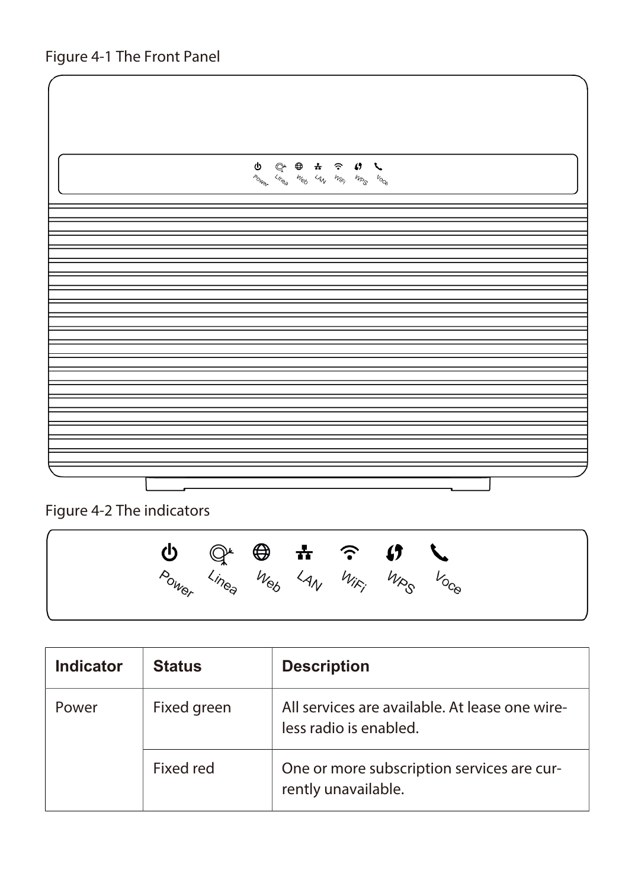Figure 4-1 The Front Panel

Figure 4-2 The indicators

| Indicator | Status | Description |
| --- | --- | --- |
| Power | Fixed green | All services are available. At lease one wireless radio is enabled. |
| | Fixed red | One or more subscription services are currently unavailable. |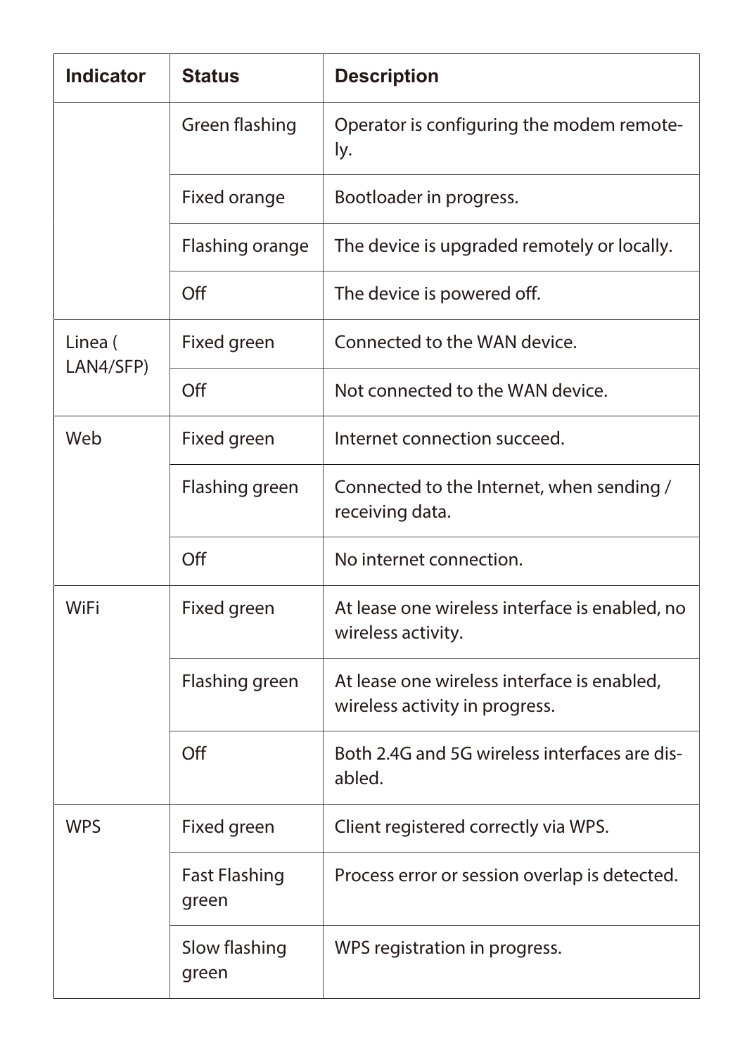| Indicator | Status | Description |
| --- | --- | --- |
| | Green flashing | Operator is configuring the modem remote-ly. |
| | Fixed orange | Bootloader in progress. |
| | Flashing orange | The device is upgraded remotely or locally. |
| | Off | The device is powered off. |
| Linea ( LAN4/SFP) | Fixed green | Connected to the WAN device. |
| | Off | Not connected to the WAN device. |
| Web | Fixed green | Internet connection succeed. |
| | Flashing green | Connected to the Internet, when sending / receiving data. |
| | Off | No internet connection. |
| WiFi | Fixed green | At lease one wireless interface is enabled, no wireless activity. |
| | Flashing green | At lease one wireless interface is enabled, wireless activity in progress. |
| | Off | Both 2.4G and 5G wireless interfaces are dis-abled. |
| WPS | Fixed green | Client registered correctly via WPS. |
| | Fast Flashing green | Process error or session overlap is detected. |
| | Slow flashing green | WPS registration in progress. |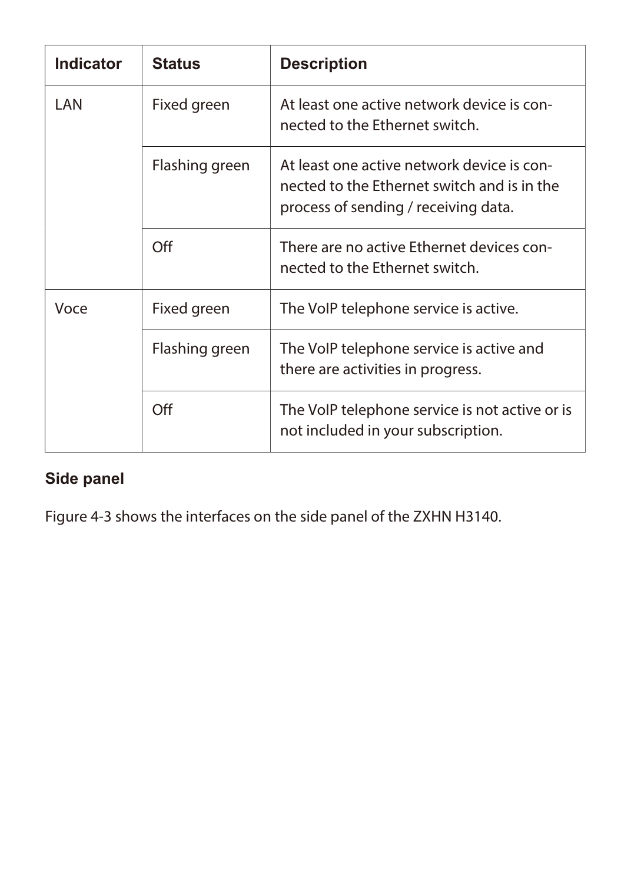| Indicator | Status | Description |
|---|---|---|
| LAN | Fixed green | At least one active network device is connected to the Ethernet switch. |
| | Flashing green | At least one active network device is connected to the Ethernet switch and is in the process of sending / receiving data. |
| | Off | There are no active Ethernet devices connected to the Ethernet switch. |
| Voce | Fixed green | The VoIP telephone service is active. |
| | Flashing green | The VoIP telephone service is active and there are activities in progress. |
| | Off | The VoIP telephone service is not active or is not included in your subscription. |

### Side panel

Figure 4-3 shows the interfaces on the side panel of the ZXHN H3140.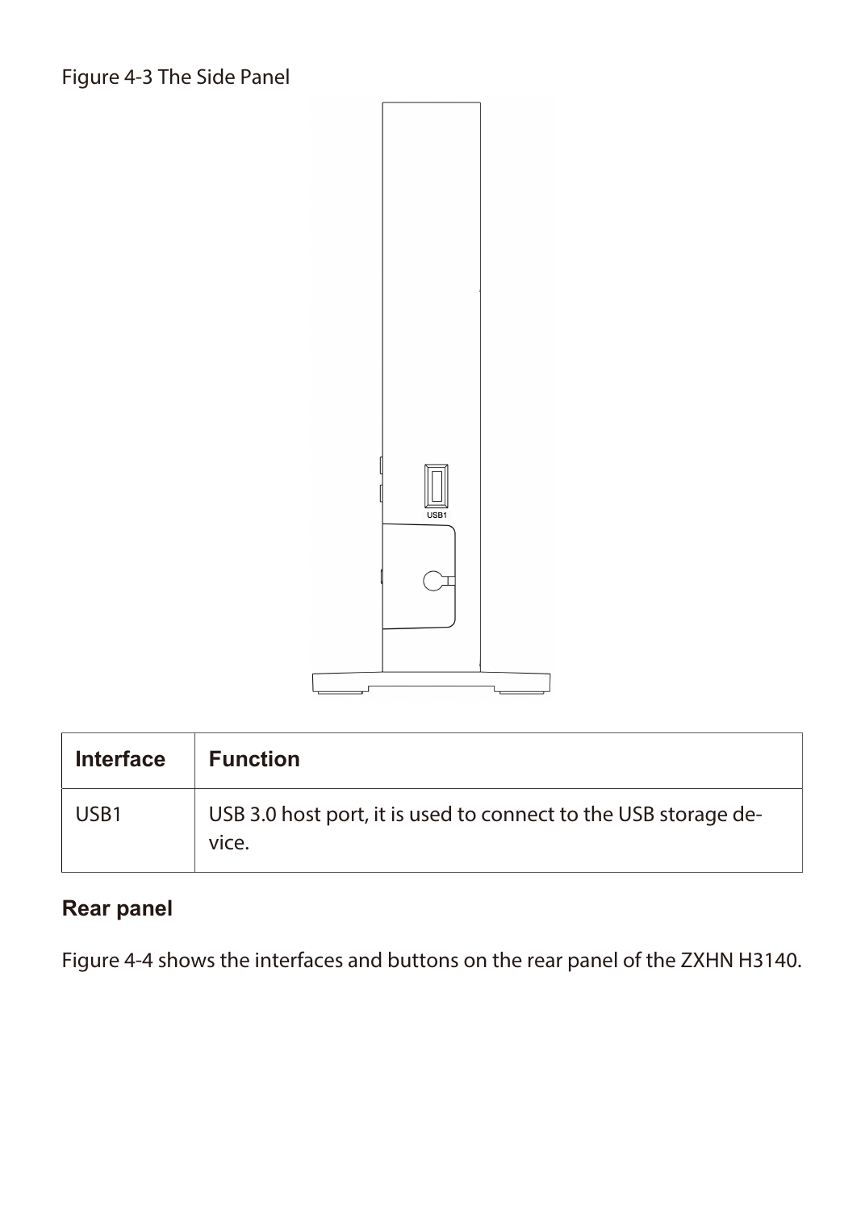Figure 4-3 The Side Panel

| Interface | Function |
| --- | --- |
| USB1 | USB 3.0 host port, it is used to connect to the USB storage device. |

### Rear panel

Figure 4-4 shows the interfaces and buttons on the rear panel of the ZXHN H3140.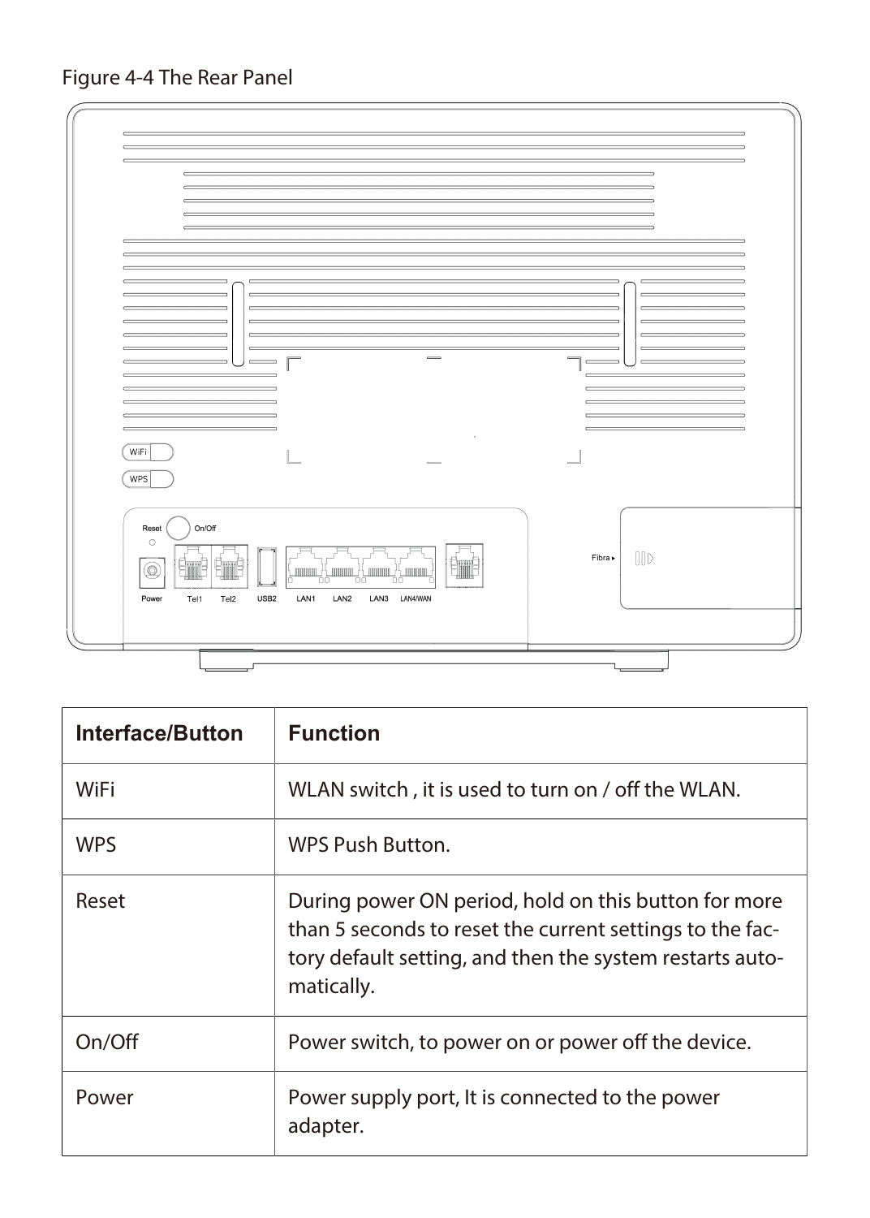Figure 4-4 The Rear Panel

| Interface/Button | Function |
| --- | --- |
| WiFi | WLAN switch , it is used to turn on / off the WLAN. |
| WPS | WPS Push Button. |
| Reset | During power ON period, hold on this button for more than 5 seconds to reset the current settings to the factory default setting, and then the system restarts automatically. |
| On/Off | Power switch, to power on or power off the device. |
| Power | Power supply port, It is connected to the power adapter. |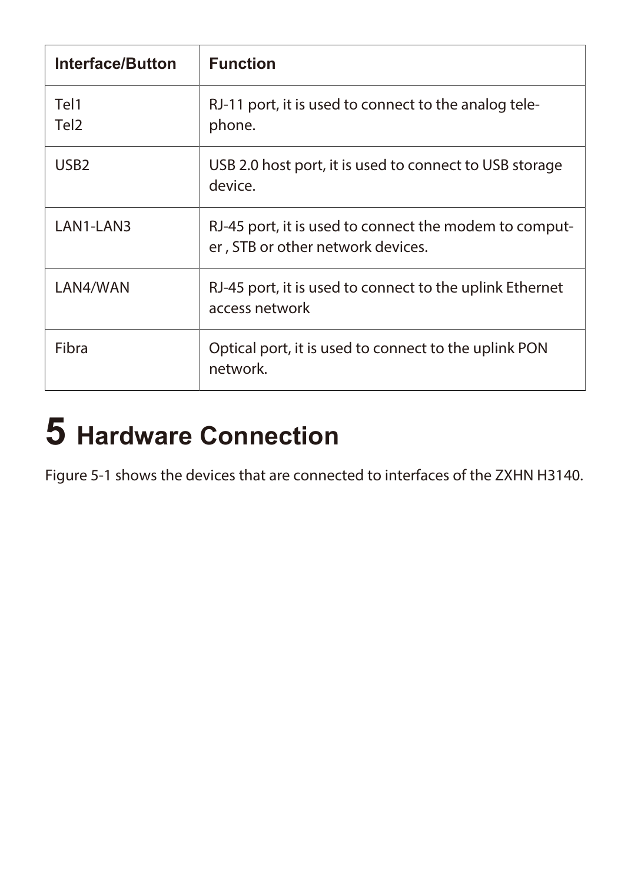| Interface/Button | Function |
| --- | --- |
| Tel1<br>Tel2 | RJ-11 port, it is used to connect to the analog telephone. |
| USB2 | USB 2.0 host port, it is used to connect to USB storage device. |
| LAN1-LAN3 | RJ-45 port, it is used to connect the modem to computer , STB or other network devices. |
| LAN4/WAN | RJ-45 port, it is used to connect to the uplink Ethernet access network |
| Fibra | Optical port, it is used to connect to the uplink PON network. |

# 5 Hardware Connection

Figure 5-1 shows the devices that are connected to interfaces of the ZXHN H3140.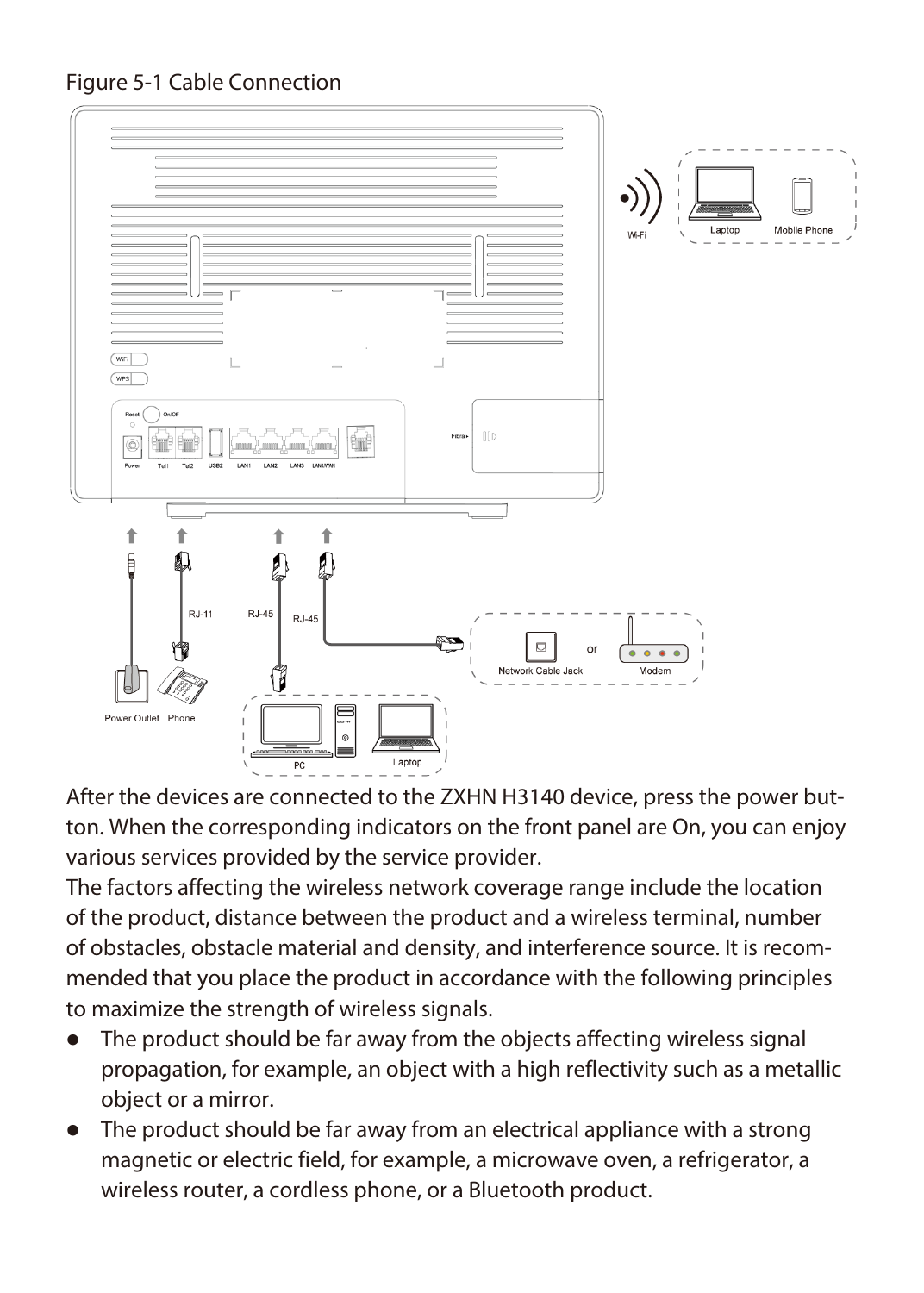Figure 5-1 Cable Connection

After the devices are connected to the ZXHN H3140 device, press the power button. When the corresponding indicators on the front panel are On, you can enjoy various services provided by the service provider.

The factors affecting the wireless network coverage range include the location of the product, distance between the product and a wireless terminal, number of obstacles, obstacle material and density, and interference source. It is recommended that you place the product in accordance with the following principles to maximize the strength of wireless signals.

- The product should be far away from the objects affecting wireless signal propagation, for example, an object with a high reflectivity such as a metallic object or a mirror.
- The product should be far away from an electrical appliance with a strong magnetic or electric field, for example, a microwave oven, a refrigerator, a wireless router, a cordless phone, or a Bluetooth product.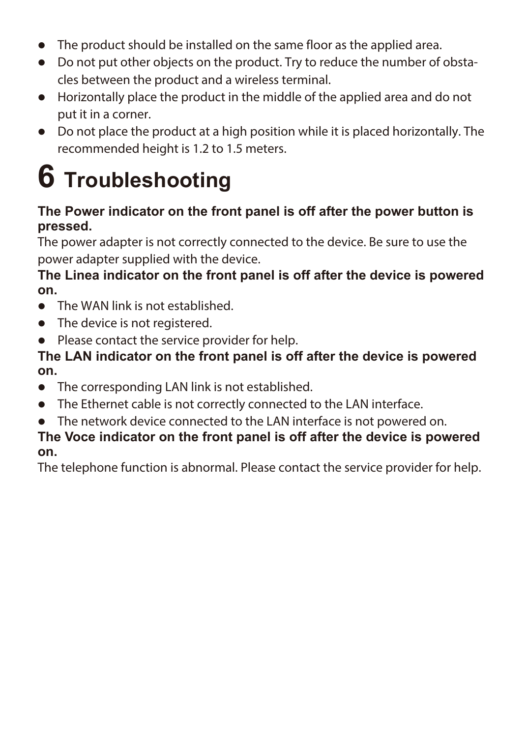- The product should be installed on the same floor as the applied area.
- Do not put other objects on the product. Try to reduce the number of obstacles between the product and a wireless terminal.
- Horizontally place the product in the middle of the applied area and do not put it in a corner.
- Do not place the product at a high position while it is placed horizontally. The recommended height is 1.2 to 1.5 meters.

# 6 Troubleshooting

**The Power indicator on the front panel is off after the power button is pressed.**

The power adapter is not correctly connected to the device. Be sure to use the power adapter supplied with the device.

**The Linea indicator on the front panel is off after the device is powered on.**

- The WAN link is not established.
- The device is not registered.
- Please contact the service provider for help.

**The LAN indicator on the front panel is off after the device is powered on.**

- The corresponding LAN link is not established.
- The Ethernet cable is not correctly connected to the LAN interface.
- The network device connected to the LAN interface is not powered on.

**The Voce indicator on the front panel is off after the device is powered on.**

The telephone function is abnormal. Please contact the service provider for help.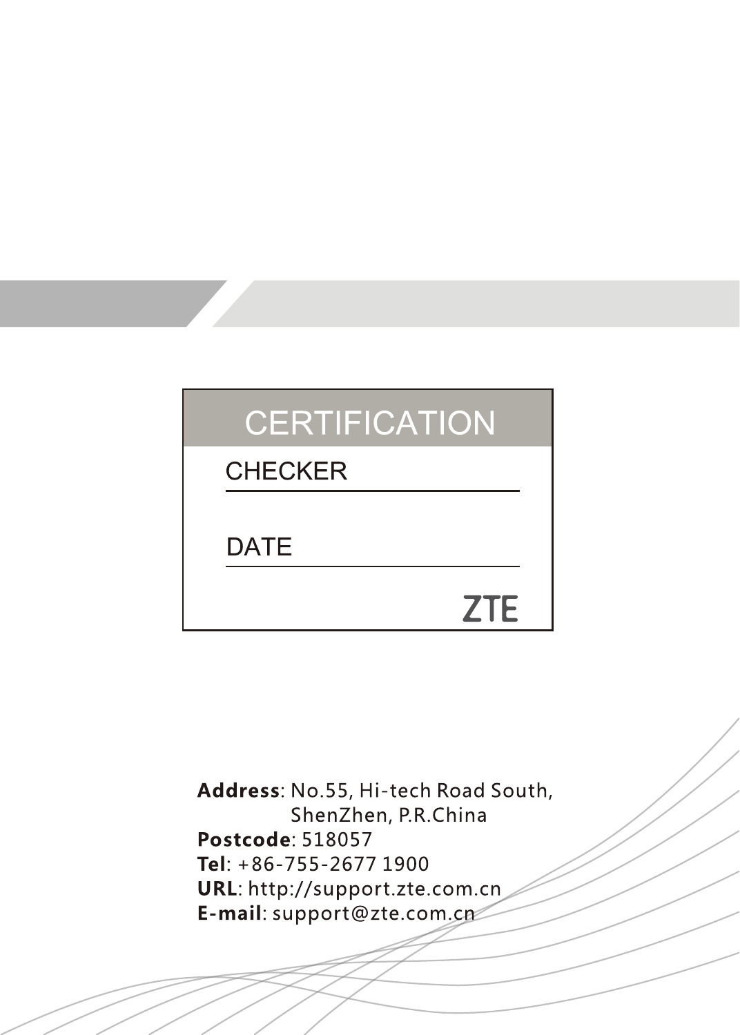## CERTIFICATION

CHECKER

DATE

ZTE

**Address**: No.55, Hi-tech Road South,
ShenZhen, P.R.China

**Postcode**: 518057

**Tel**: +86-755-2677 1900

**URL**: http://support.zte.com.cn

**E-mail**: support@zte.com.cn